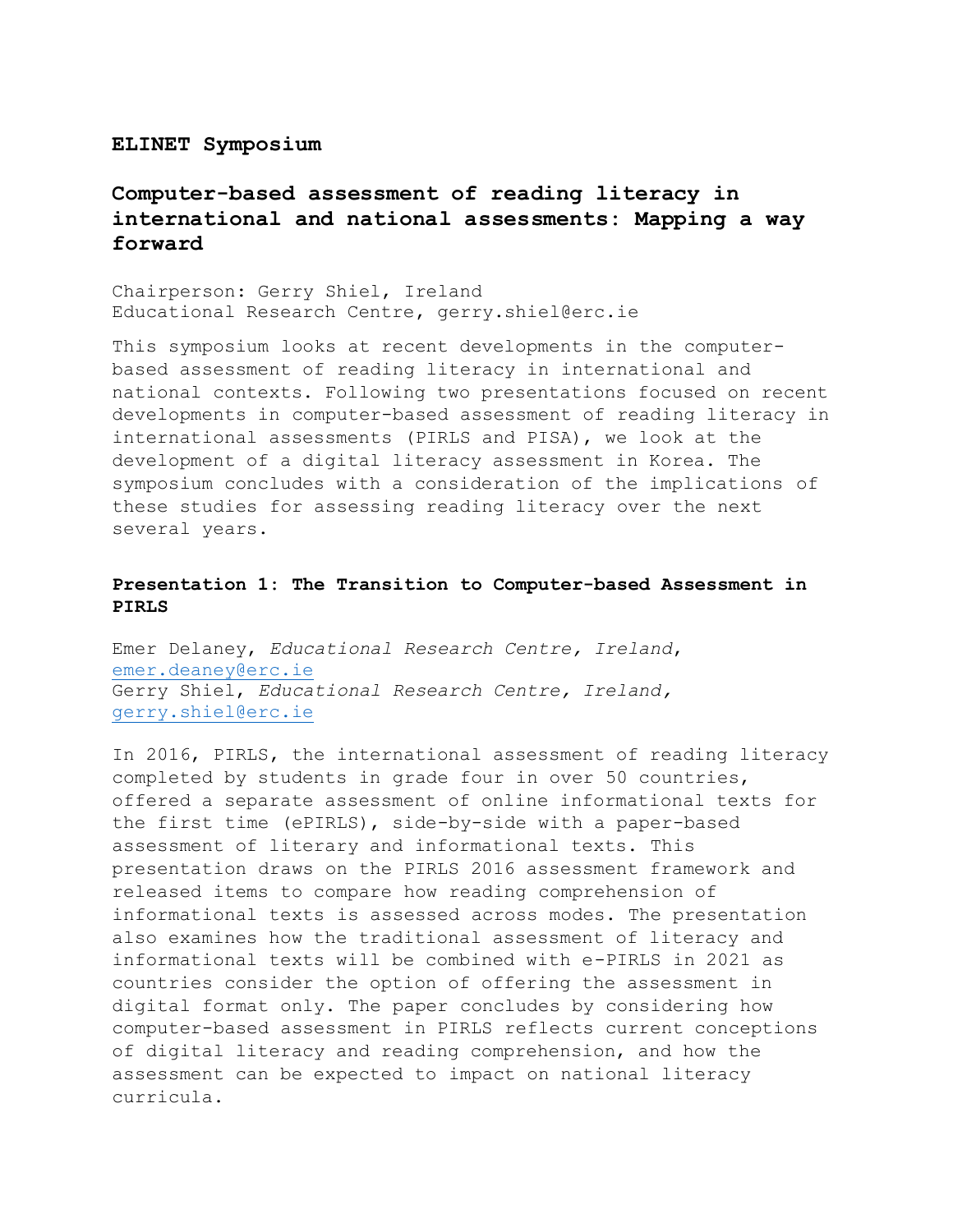**ELINET Symposium**

## Computer-based assessment of reading literacy in international and national assessments: Mapping a way forward

Chairperson: Gerry Shiel, Ireland
Educational Research Centre, gerry.shiel@erc.ie

This symposium looks at recent developments in the computer-based assessment of reading literacy in international and national contexts. Following two presentations focused on recent developments in computer-based assessment of reading literacy in international assessments (PIRLS and PISA), we look at the development of a digital literacy assessment in Korea. The symposium concludes with a consideration of the implications of these studies for assessing reading literacy over the next several years.

### Presentation 1: The Transition to Computer-based Assessment in PIRLS

Emer Delaney, *Educational Research Centre, Ireland*, emer.deaney@erc.ie
Gerry Shiel, *Educational Research Centre, Ireland*, gerry.shiel@erc.ie

In 2016, PIRLS, the international assessment of reading literacy completed by students in grade four in over 50 countries, offered a separate assessment of online informational texts for the first time (ePIRLS), side-by-side with a paper-based assessment of literary and informational texts. This presentation draws on the PIRLS 2016 assessment framework and released items to compare how reading comprehension of informational texts is assessed across modes. The presentation also examines how the traditional assessment of literacy and informational texts will be combined with e-PIRLS in 2021 as countries consider the option of offering the assessment in digital format only. The paper concludes by considering how computer-based assessment in PIRLS reflects current conceptions of digital literacy and reading comprehension, and how the assessment can be expected to impact on national literacy curricula.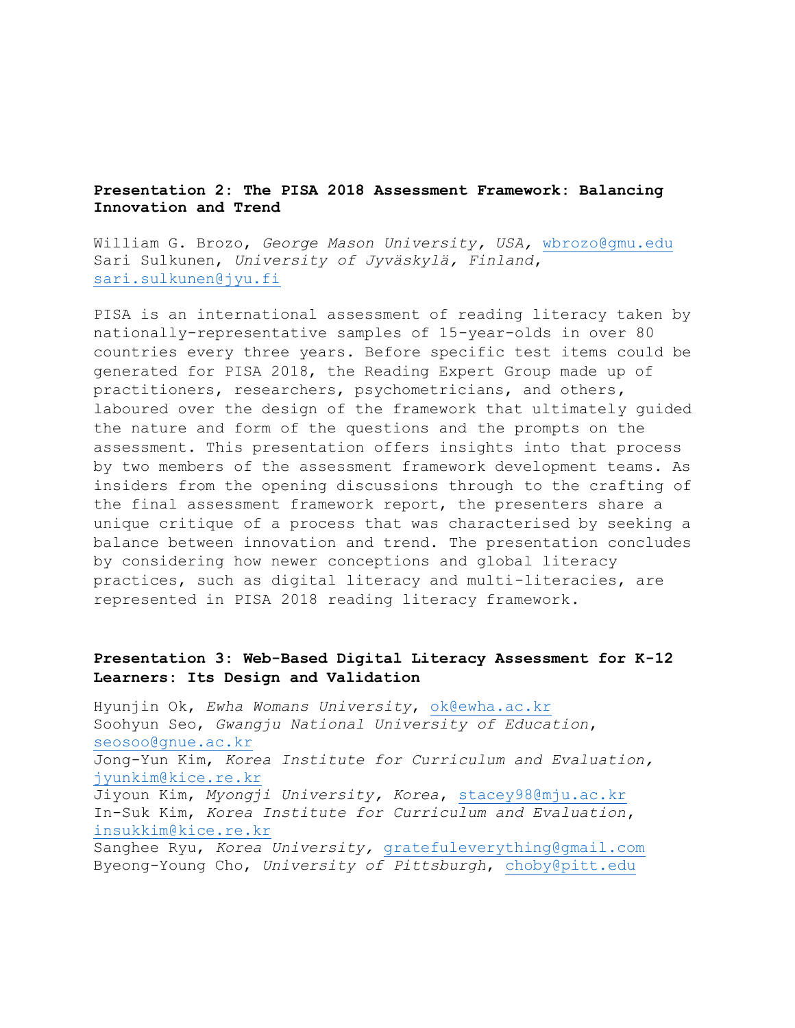### Presentation 2: The PISA 2018 Assessment Framework: Balancing Innovation and Trend

William G. Brozo, *George Mason University, USA,* wbrozo@gmu.edu
Sari Sulkunen, *University of Jyväskylä, Finland*, sari.sulkunen@jyu.fi

PISA is an international assessment of reading literacy taken by nationally-representative samples of 15-year-olds in over 80 countries every three years. Before specific test items could be generated for PISA 2018, the Reading Expert Group made up of practitioners, researchers, psychometricians, and others, laboured over the design of the framework that ultimately guided the nature and form of the questions and the prompts on the assessment. This presentation offers insights into that process by two members of the assessment framework development teams. As insiders from the opening discussions through to the crafting of the final assessment framework report, the presenters share a unique critique of a process that was characterised by seeking a balance between innovation and trend. The presentation concludes by considering how newer conceptions and global literacy practices, such as digital literacy and multi-literacies, are represented in PISA 2018 reading literacy framework.

### Presentation 3: Web-Based Digital Literacy Assessment for K-12 Learners: Its Design and Validation

Hyunjin Ok, *Ewha Womans University*, ok@ewha.ac.kr
Soohyun Seo, *Gwangju National University of Education*, seosoo@gnue.ac.kr
Jong-Yun Kim, *Korea Institute for Curriculum and Evaluation,* jyunkim@kice.re.kr
Jiyoun Kim, *Myongji University, Korea*, stacey98@mju.ac.kr
In-Suk Kim, *Korea Institute for Curriculum and Evaluation*, insukkim@kice.re.kr
Sanghee Ryu, *Korea University,* gratefuleverything@gmail.com
Byeong-Young Cho, *University of Pittsburgh*, choby@pitt.edu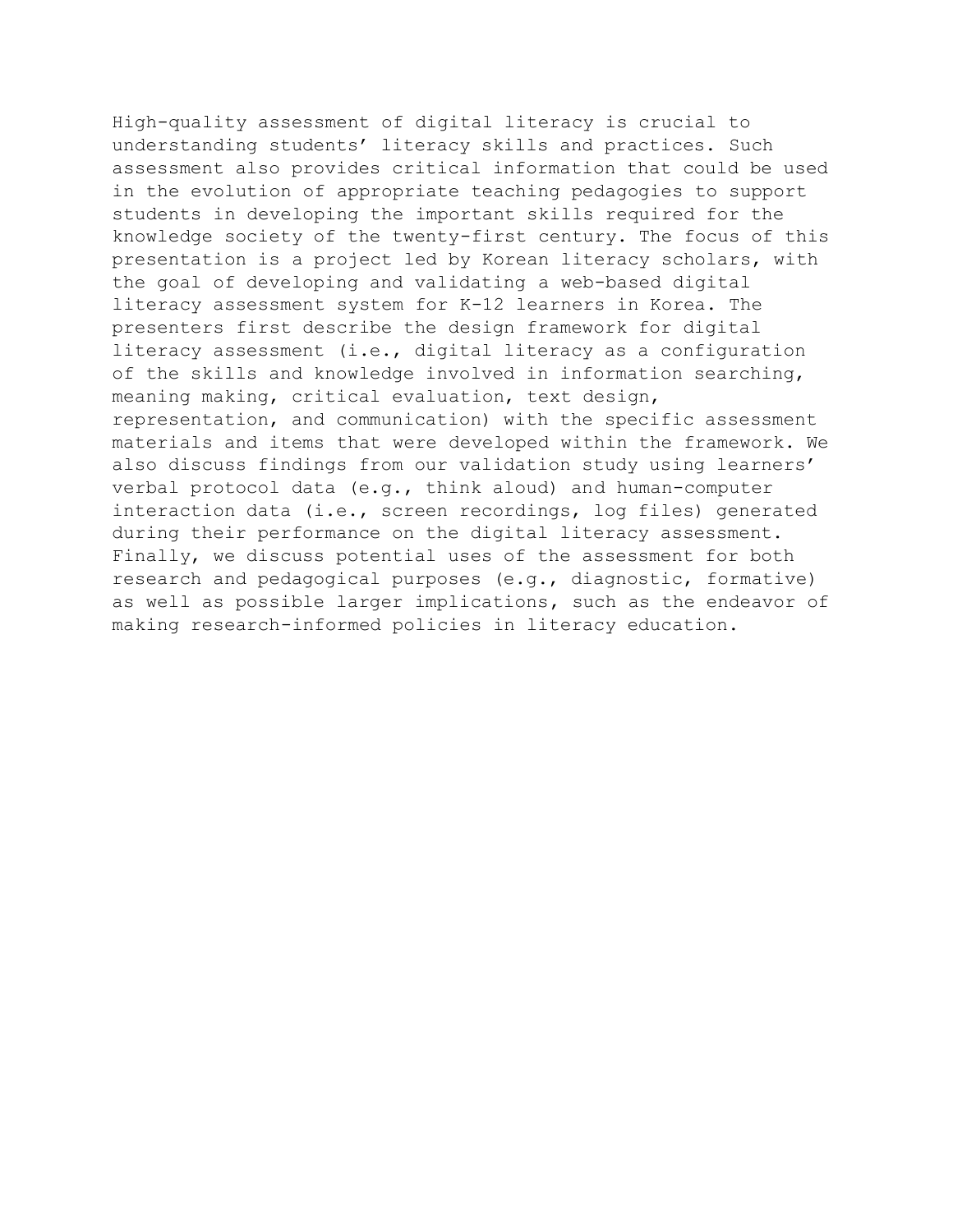High-quality assessment of digital literacy is crucial to understanding students' literacy skills and practices. Such assessment also provides critical information that could be used in the evolution of appropriate teaching pedagogies to support students in developing the important skills required for the knowledge society of the twenty-first century. The focus of this presentation is a project led by Korean literacy scholars, with the goal of developing and validating a web-based digital literacy assessment system for K-12 learners in Korea. The presenters first describe the design framework for digital literacy assessment (i.e., digital literacy as a configuration of the skills and knowledge involved in information searching, meaning making, critical evaluation, text design, representation, and communication) with the specific assessment materials and items that were developed within the framework. We also discuss findings from our validation study using learners' verbal protocol data (e.g., think aloud) and human-computer interaction data (i.e., screen recordings, log files) generated during their performance on the digital literacy assessment. Finally, we discuss potential uses of the assessment for both research and pedagogical purposes (e.g., diagnostic, formative) as well as possible larger implications, such as the endeavor of making research-informed policies in literacy education.